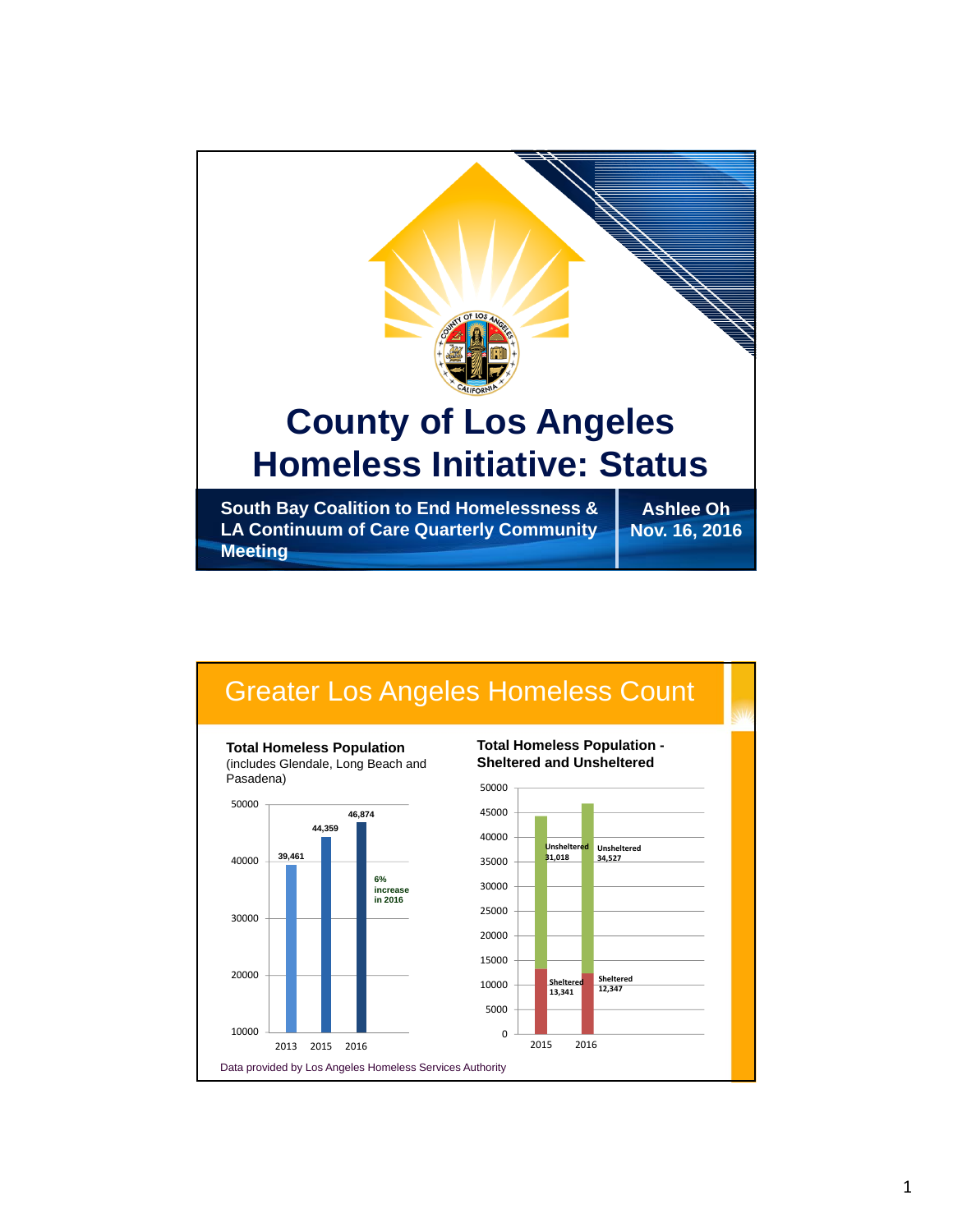# County of Los Angeles Homeless Initiative: Status

**South Bay Coalition to End Homelessness & LA Continuum of Care Quarterly Community Meeting**

**Ashlee Oh**
**Nov. 16, 2016**

## Greater Los Angeles Homeless Count

**Total Homeless Population**
(includes Glendale, Long Beach and Pasadena)

| Year | Total Homeless Population |
|---|---|
| 2013 | 39,461 |
| 2015 | 44,359 |
| 2016 | 46,874 |

6% increase in 2016

**Total Homeless Population - Sheltered and Unsheltered**

| Year | Sheltered | Unsheltered |
|---|---|---|
| 2015 | 13,341 | 31,018 |
| 2016 | 12,347 | 34,527 |

Data provided by Los Angeles Homeless Services Authority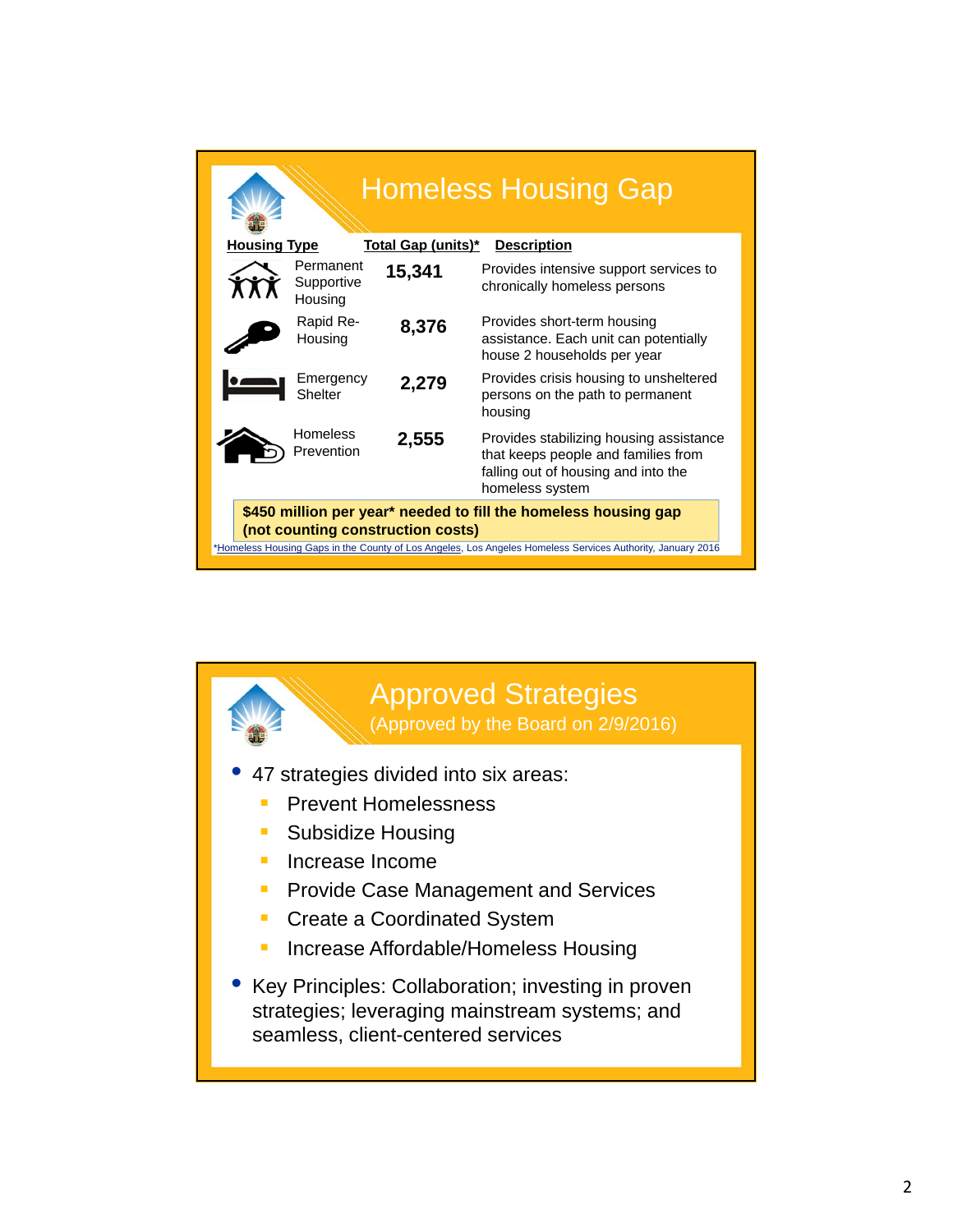# Homeless Housing Gap

| Housing Type | Total Gap (units)* | Description |
|---|---|---|
| Permanent Supportive Housing | 15,341 | Provides intensive support services to chronically homeless persons |
| Rapid Re-Housing | 8,376 | Provides short-term housing assistance. Each unit can potentially house 2 households per year |
| Emergency Shelter | 2,279 | Provides crisis housing to unsheltered persons on the path to permanent housing |
| Homeless Prevention | 2,555 | Provides stabilizing housing assistance that keeps people and families from falling out of housing and into the homeless system |

**$450 million per year* needed to fill the homeless housing gap (not counting construction costs)**

*Homeless Housing Gaps in the County of Los Angeles, Los Angeles Homeless Services Authority, January 2016

# Approved Strategies

(Approved by the Board on 2/9/2016)

- 47 strategies divided into six areas:
  - Prevent Homelessness
  - Subsidize Housing
  - Increase Income
  - Provide Case Management and Services
  - Create a Coordinated System
  - Increase Affordable/Homeless Housing
- Key Principles: Collaboration; investing in proven strategies; leveraging mainstream systems; and seamless, client-centered services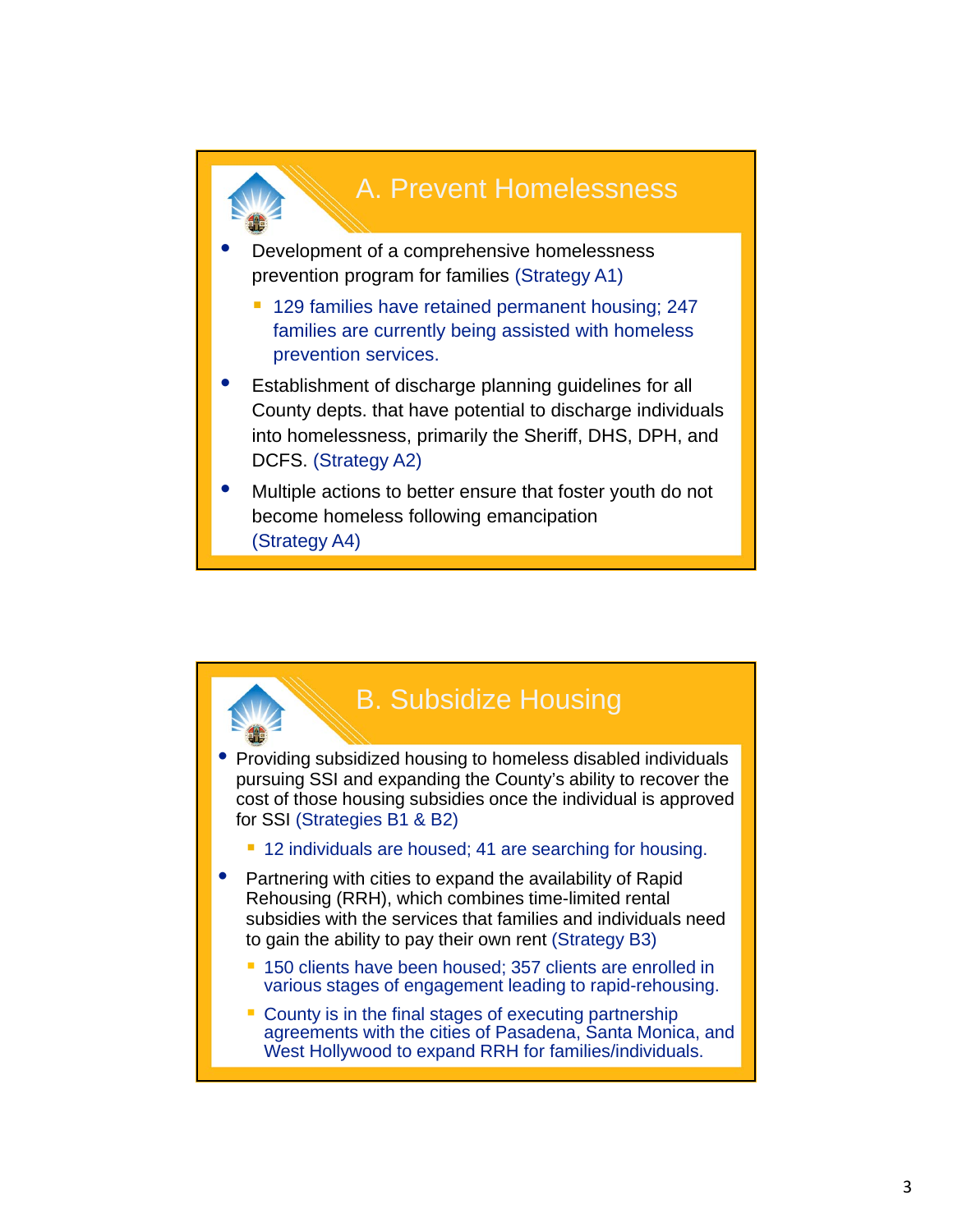## A. Prevent Homelessness

- Development of a comprehensive homelessness prevention program for families (Strategy A1)
  - 129 families have retained permanent housing; 247 families are currently being assisted with homeless prevention services.
- Establishment of discharge planning guidelines for all County depts. that have potential to discharge individuals into homelessness, primarily the Sheriff, DHS, DPH, and DCFS. (Strategy A2)
- Multiple actions to better ensure that foster youth do not become homeless following emancipation (Strategy A4)

## B. Subsidize Housing

- Providing subsidized housing to homeless disabled individuals pursuing SSI and expanding the County's ability to recover the cost of those housing subsidies once the individual is approved for SSI (Strategies B1 & B2)
  - 12 individuals are housed; 41 are searching for housing.
- Partnering with cities to expand the availability of Rapid Rehousing (RRH), which combines time-limited rental subsidies with the services that families and individuals need to gain the ability to pay their own rent (Strategy B3)
  - 150 clients have been housed; 357 clients are enrolled in various stages of engagement leading to rapid-rehousing.
  - County is in the final stages of executing partnership agreements with the cities of Pasadena, Santa Monica, and West Hollywood to expand RRH for families/individuals.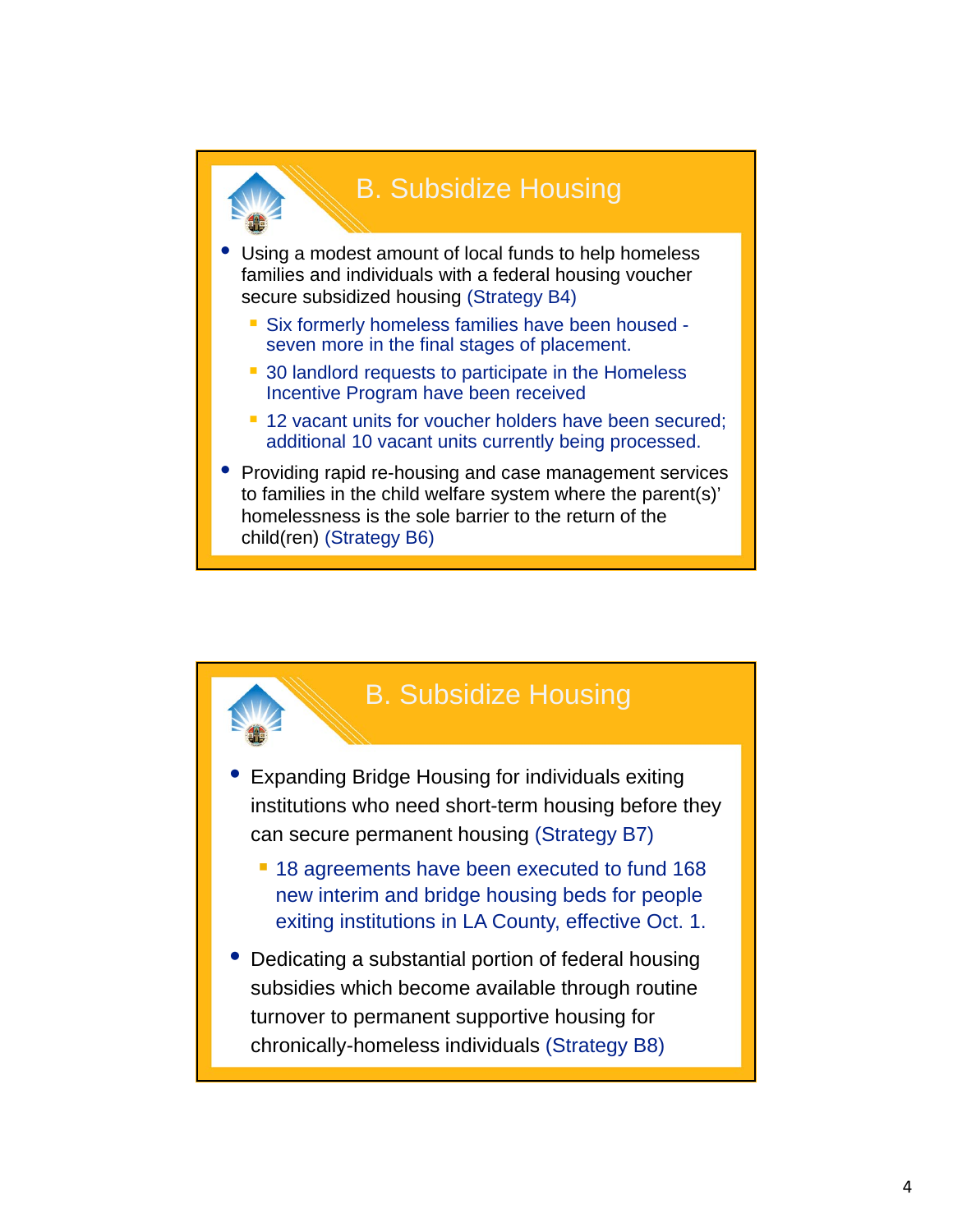## B. Subsidize Housing

- Using a modest amount of local funds to help homeless families and individuals with a federal housing voucher secure subsidized housing (Strategy B4)
  - Six formerly homeless families have been housed - seven more in the final stages of placement.
  - 30 landlord requests to participate in the Homeless Incentive Program have been received
  - 12 vacant units for voucher holders have been secured; additional 10 vacant units currently being processed.
- Providing rapid re-housing and case management services to families in the child welfare system where the parent(s)' homelessness is the sole barrier to the return of the child(ren) (Strategy B6)

## B. Subsidize Housing

- Expanding Bridge Housing for individuals exiting institutions who need short-term housing before they can secure permanent housing (Strategy B7)
  - 18 agreements have been executed to fund 168 new interim and bridge housing beds for people exiting institutions in LA County, effective Oct. 1.
- Dedicating a substantial portion of federal housing subsidies which become available through routine turnover to permanent supportive housing for chronically-homeless individuals (Strategy B8)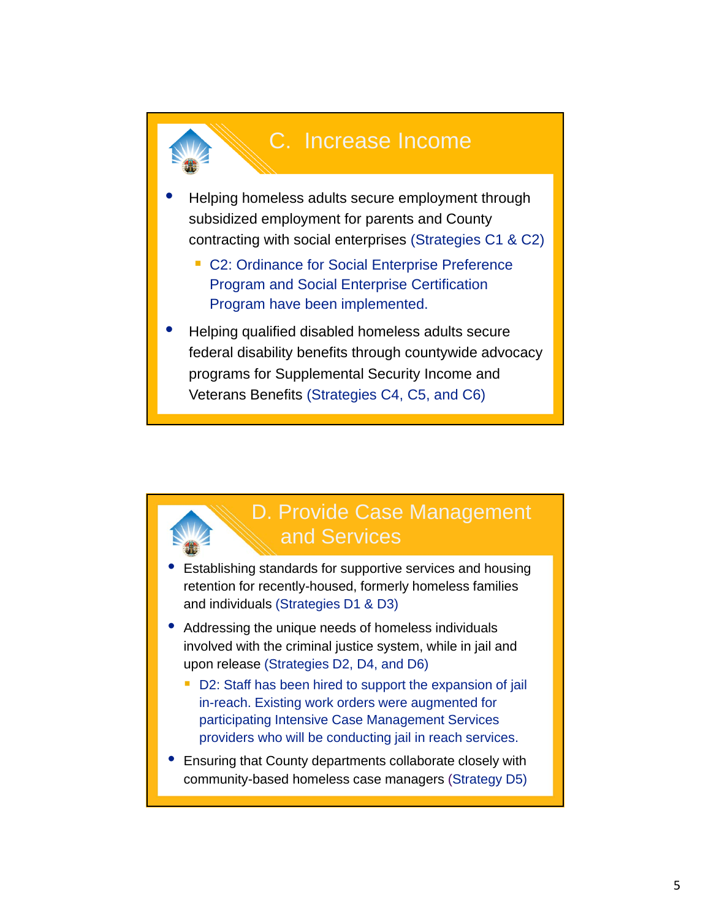## C. Increase Income

- Helping homeless adults secure employment through subsidized employment for parents and County contracting with social enterprises (Strategies C1 & C2)
  - C2: Ordinance for Social Enterprise Preference Program and Social Enterprise Certification Program have been implemented.
- Helping qualified disabled homeless adults secure federal disability benefits through countywide advocacy programs for Supplemental Security Income and Veterans Benefits (Strategies C4, C5, and C6)

## D. Provide Case Management and Services

- Establishing standards for supportive services and housing retention for recently-housed, formerly homeless families and individuals (Strategies D1 & D3)
- Addressing the unique needs of homeless individuals involved with the criminal justice system, while in jail and upon release (Strategies D2, D4, and D6)
  - D2: Staff has been hired to support the expansion of jail in-reach. Existing work orders were augmented for participating Intensive Case Management Services providers who will be conducting jail in reach services.
- Ensuring that County departments collaborate closely with community-based homeless case managers (Strategy D5)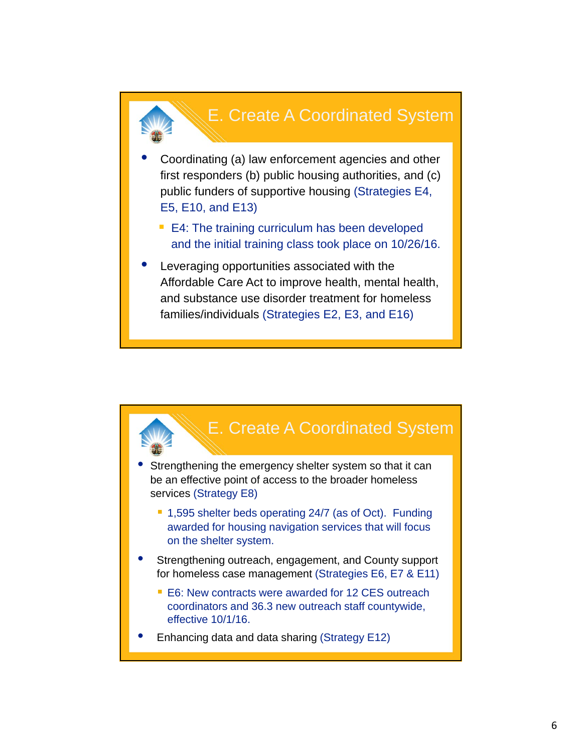## E. Create A Coordinated System

- Coordinating (a) law enforcement agencies and other first responders (b) public housing authorities, and (c) public funders of supportive housing (Strategies E4, E5, E10, and E13)
  - E4: The training curriculum has been developed and the initial training class took place on 10/26/16.
- Leveraging opportunities associated with the Affordable Care Act to improve health, mental health, and substance use disorder treatment for homeless families/individuals (Strategies E2, E3, and E16)

## E. Create A Coordinated System

- Strengthening the emergency shelter system so that it can be an effective point of access to the broader homeless services (Strategy E8)
  - 1,595 shelter beds operating 24/7 (as of Oct). Funding awarded for housing navigation services that will focus on the shelter system.
- Strengthening outreach, engagement, and County support for homeless case management (Strategies E6, E7 & E11)
  - E6: New contracts were awarded for 12 CES outreach coordinators and 36.3 new outreach staff countywide, effective 10/1/16.
- Enhancing data and data sharing (Strategy E12)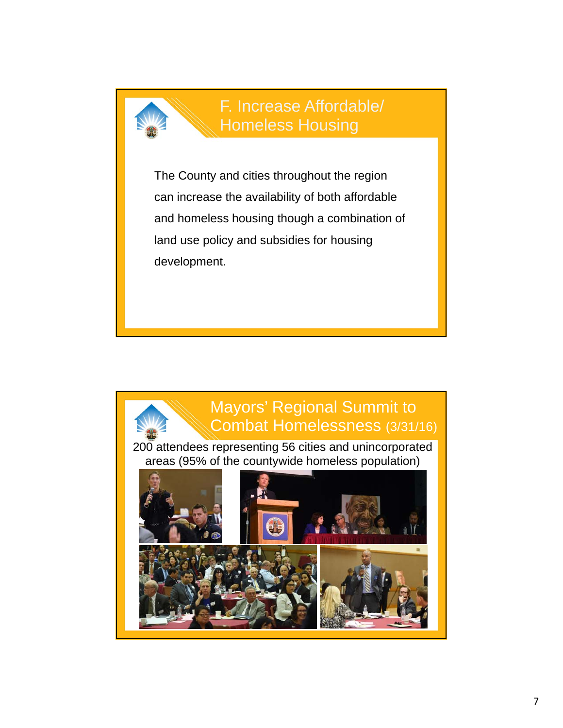## F. Increase Affordable/ Homeless Housing

The County and cities throughout the region can increase the availability of both affordable and homeless housing though a combination of land use policy and subsidies for housing development.

## Mayors' Regional Summit to Combat Homelessness (3/31/16)

200 attendees representing 56 cities and unincorporated areas (95% of the countywide homeless population)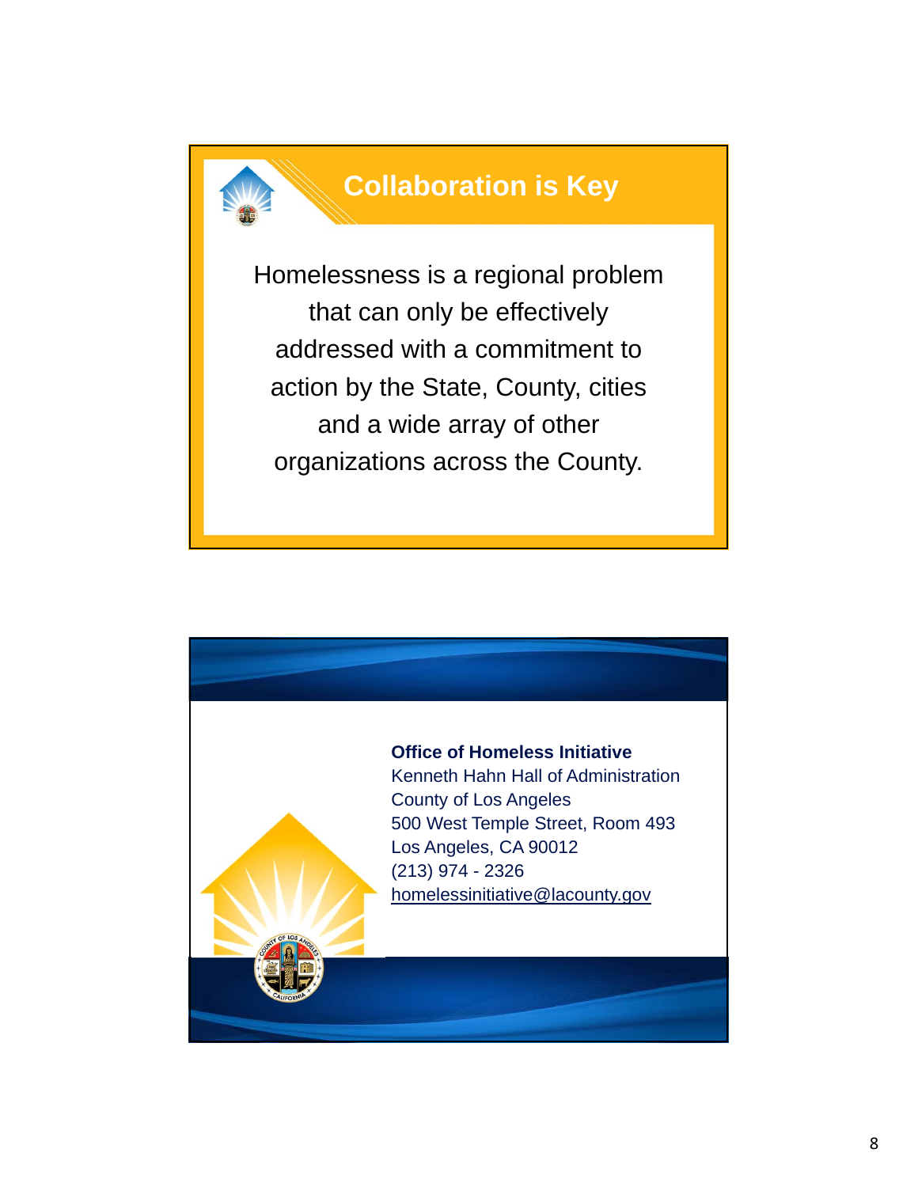## Collaboration is Key

Homelessness is a regional problem that can only be effectively addressed with a commitment to action by the State, County, cities and a wide array of other organizations across the County.

**Office of Homeless Initiative**
Kenneth Hahn Hall of Administration
County of Los Angeles
500 West Temple Street, Room 493
Los Angeles, CA 90012
(213) 974 - 2326
homelessinitiative@lacounty.gov